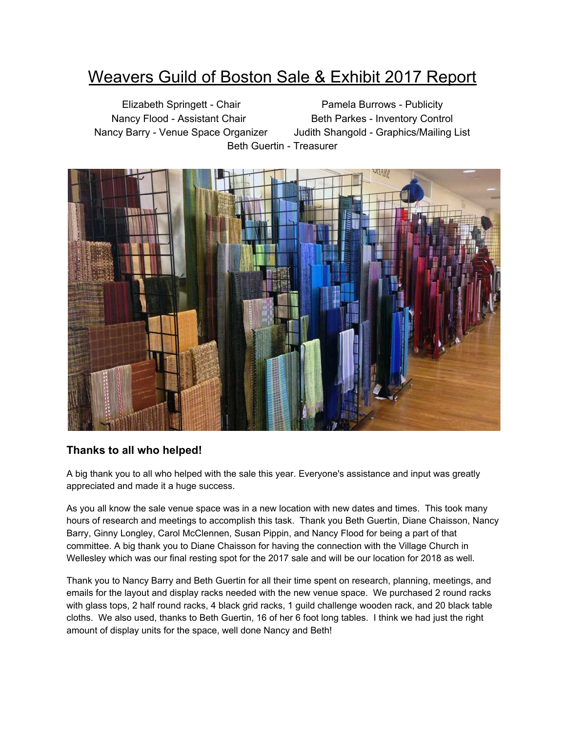# Weavers Guild of Boston Sale & Exhibit 2017 Report

Elizabeth Springett - Chair
Nancy Flood - Assistant Chair
Nancy Barry - Venue Space Organizer
Pamela Burrows - Publicity
Beth Parkes - Inventory Control
Judith Shangold - Graphics/Mailing List
Beth Guertin - Treasurer

### Thanks to all who helped!

A big thank you to all who helped with the sale this year. Everyone's assistance and input was greatly appreciated and made it a huge success.

As you all know the sale venue space was in a new location with new dates and times. This took many hours of research and meetings to accomplish this task. Thank you Beth Guertin, Diane Chaisson, Nancy Barry, Ginny Longley, Carol McClennen, Susan Pippin, and Nancy Flood for being a part of that committee. A big thank you to Diane Chaisson for having the connection with the Village Church in Wellesley which was our final resting spot for the 2017 sale and will be our location for 2018 as well.

Thank you to Nancy Barry and Beth Guertin for all their time spent on research, planning, meetings, and emails for the layout and display racks needed with the new venue space. We purchased 2 round racks with glass tops, 2 half round racks, 4 black grid racks, 1 guild challenge wooden rack, and 20 black table cloths. We also used, thanks to Beth Guertin, 16 of her 6 foot long tables. I think we had just the right amount of display units for the space, well done Nancy and Beth!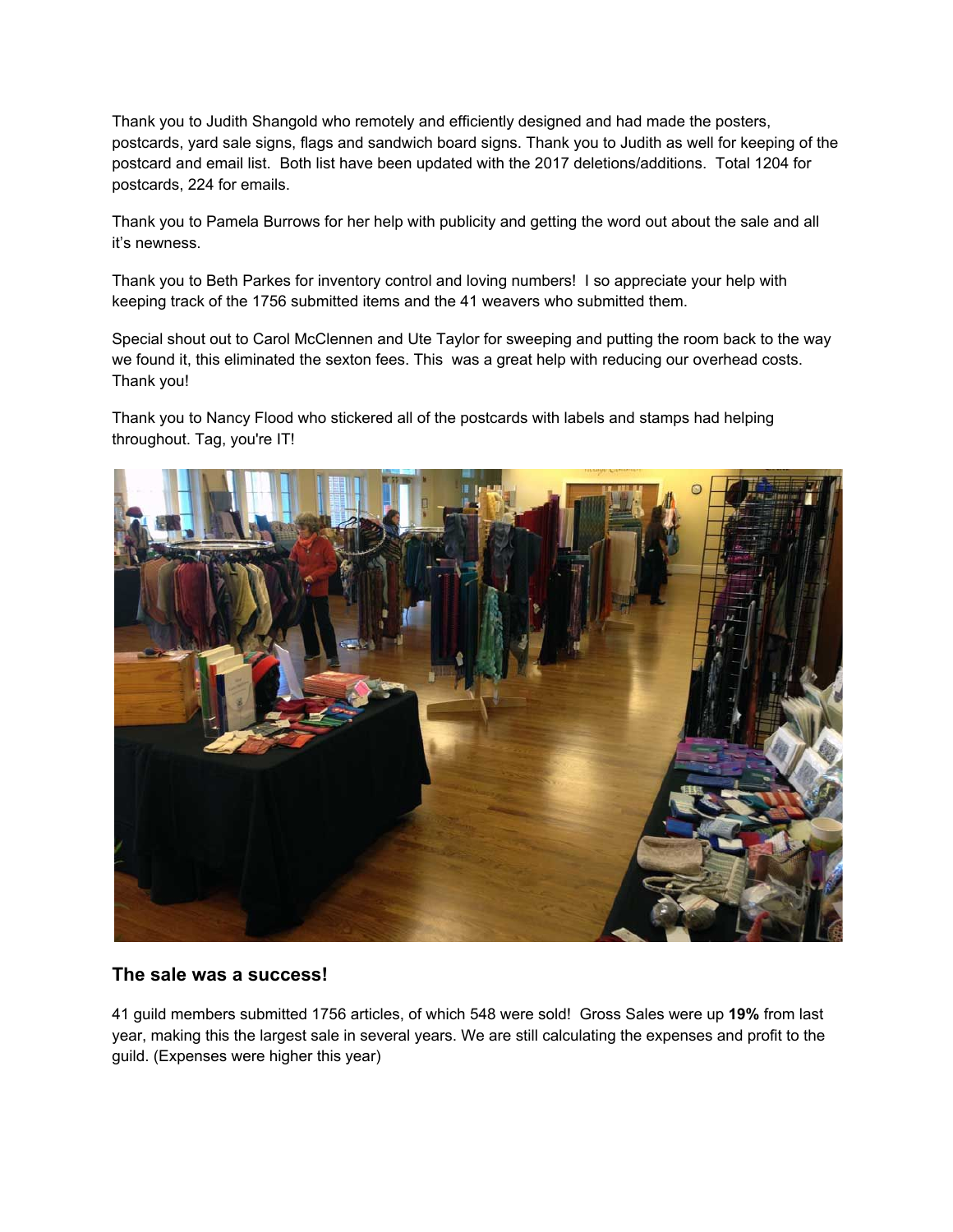Thank you to Judith Shangold who remotely and efficiently designed and had made the posters, postcards, yard sale signs, flags and sandwich board signs. Thank you to Judith as well for keeping of the postcard and email list. Both list have been updated with the 2017 deletions/additions. Total 1204 for postcards, 224 for emails.

Thank you to Pamela Burrows for her help with publicity and getting the word out about the sale and all it's newness.

Thank you to Beth Parkes for inventory control and loving numbers! I so appreciate your help with keeping track of the 1756 submitted items and the 41 weavers who submitted them.

Special shout out to Carol McClennen and Ute Taylor for sweeping and putting the room back to the way we found it, this eliminated the sexton fees. This was a great help with reducing our overhead costs. Thank you!

Thank you to Nancy Flood who stickered all of the postcards with labels and stamps had helping throughout. Tag, you're IT!

### The sale was a success!

41 guild members submitted 1756 articles, of which 548 were sold! Gross Sales were up **19%** from last year, making this the largest sale in several years. We are still calculating the expenses and profit to the guild. (Expenses were higher this year)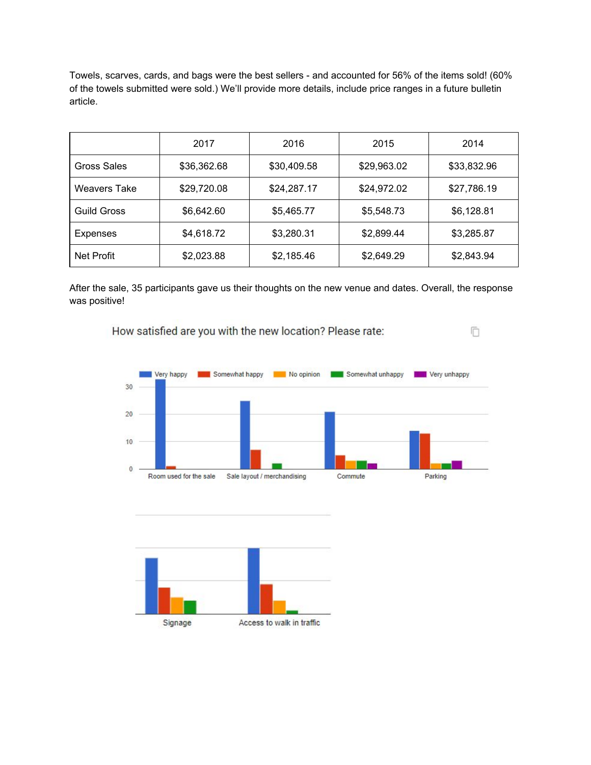Towels, scarves, cards, and bags were the best sellers - and accounted for 56% of the items sold! (60% of the towels submitted were sold.) We'll provide more details, include price ranges in a future bulletin article.

| | 2017 | 2016 | 2015 | 2014 |
|---|---|---|---|---|
| Gross Sales | $36,362.68 | $30,409.58 | $29,963.02 | $33,832.96 |
| Weavers Take | $29,720.08 | $24,287.17 | $24,972.02 | $27,786.19 |
| Guild Gross | $6,642.60 | $5,465.77 | $5,548.73 | $6,128.81 |
| Expenses | $4,618.72 | $3,280.31 | $2,899.44 | $3,285.87 |
| Net Profit | $2,023.88 | $2,185.46 | $2,649.29 | $2,843.94 |

After the sale, 35 participants gave us their thoughts on the new venue and dates. Overall, the response was positive!

How satisfied are you with the new location? Please rate:

Very happy | Somewhat happy | No opinion | Somewhat unhappy | Very unhappy

Room used for the sale | Sale layout / merchandising | Commute | Parking

Signage | Access to walk in traffic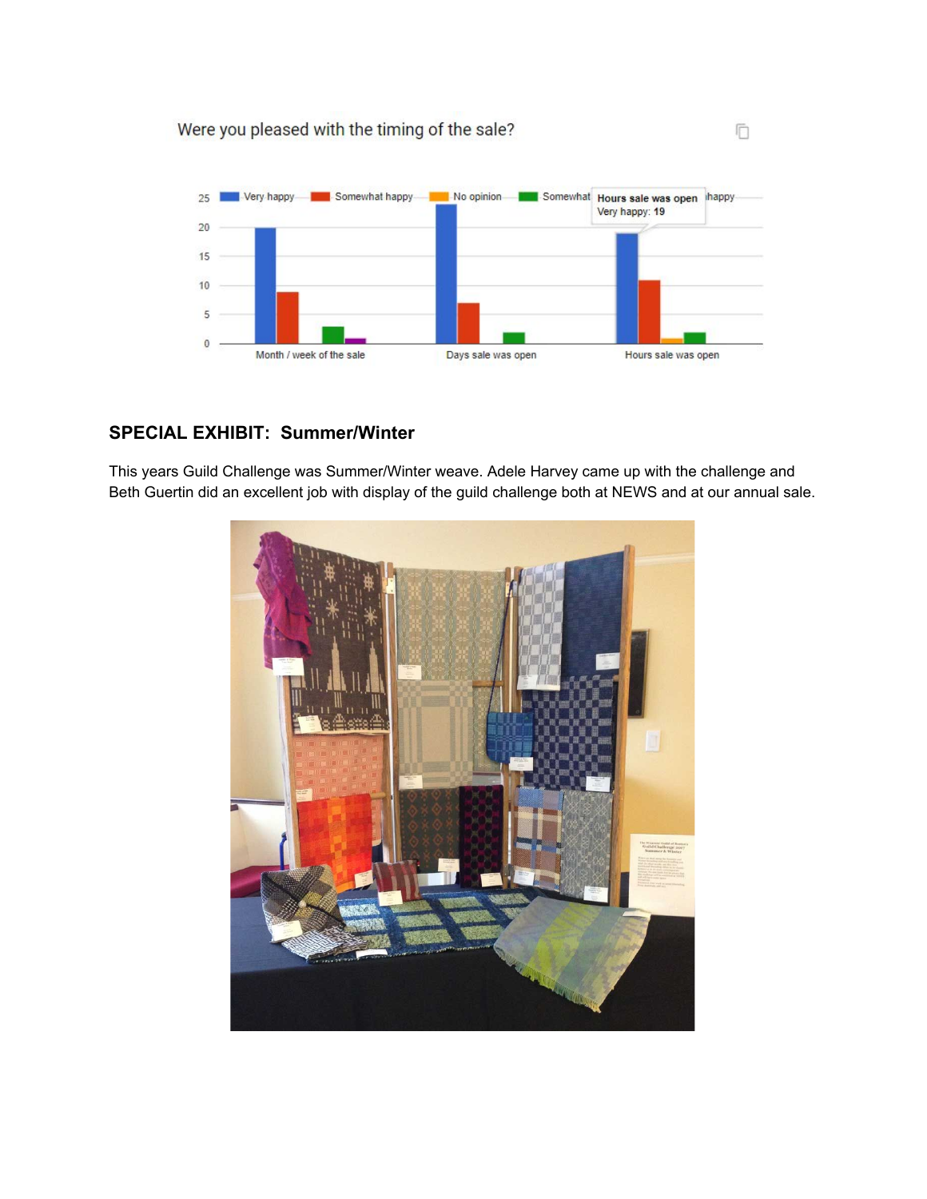Were you pleased with the timing of the sale?

| | Very happy | Somewhat happy | No opinion | Somewhat unhappy | Very unhappy |
|---|---|---|---|---|---|
| Month / week of the sale | 20 | 9 | 0 | 3 | 1 |
| Days sale was open | 24 | 7 | 0 | 2 | 0 |
| Hours sale was open | 19 | 11 | 1 | 2 | 0 |

## SPECIAL EXHIBIT: Summer/Winter

This years Guild Challenge was Summer/Winter weave. Adele Harvey came up with the challenge and Beth Guertin did an excellent job with display of the guild challenge both at NEWS and at our annual sale.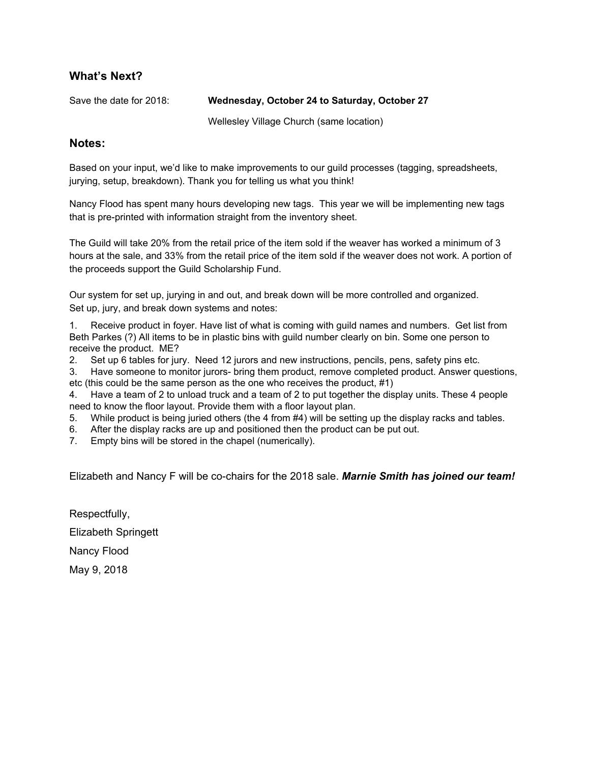## What's Next?

Save the date for 2018: **Wednesday, October 24 to Saturday, October 27**

Wellesley Village Church (same location)

## Notes:

Based on your input, we'd like to make improvements to our guild processes (tagging, spreadsheets, jurying, setup, breakdown). Thank you for telling us what you think!

Nancy Flood has spent many hours developing new tags. This year we will be implementing new tags that is pre-printed with information straight from the inventory sheet.

The Guild will take 20% from the retail price of the item sold if the weaver has worked a minimum of 3 hours at the sale, and 33% from the retail price of the item sold if the weaver does not work. A portion of the proceeds support the Guild Scholarship Fund.

Our system for set up, jurying in and out, and break down will be more controlled and organized.
Set up, jury, and break down systems and notes:

1. Receive product in foyer. Have list of what is coming with guild names and numbers. Get list from Beth Parkes (?) All items to be in plastic bins with guild number clearly on bin. Some one person to receive the product. ME?
2. Set up 6 tables for jury. Need 12 jurors and new instructions, pencils, pens, safety pins etc.
3. Have someone to monitor jurors- bring them product, remove completed product. Answer questions, etc (this could be the same person as the one who receives the product, #1)
4. Have a team of 2 to unload truck and a team of 2 to put together the display units. These 4 people need to know the floor layout. Provide them with a floor layout plan.
5. While product is being juried others (the 4 from #4) will be setting up the display racks and tables.
6. After the display racks are up and positioned then the product can be put out.
7. Empty bins will be stored in the chapel (numerically).

Elizabeth and Nancy F will be co-chairs for the 2018 sale. ***Marnie Smith has joined our team!***

Respectfully,

Elizabeth Springett

Nancy Flood

May 9, 2018